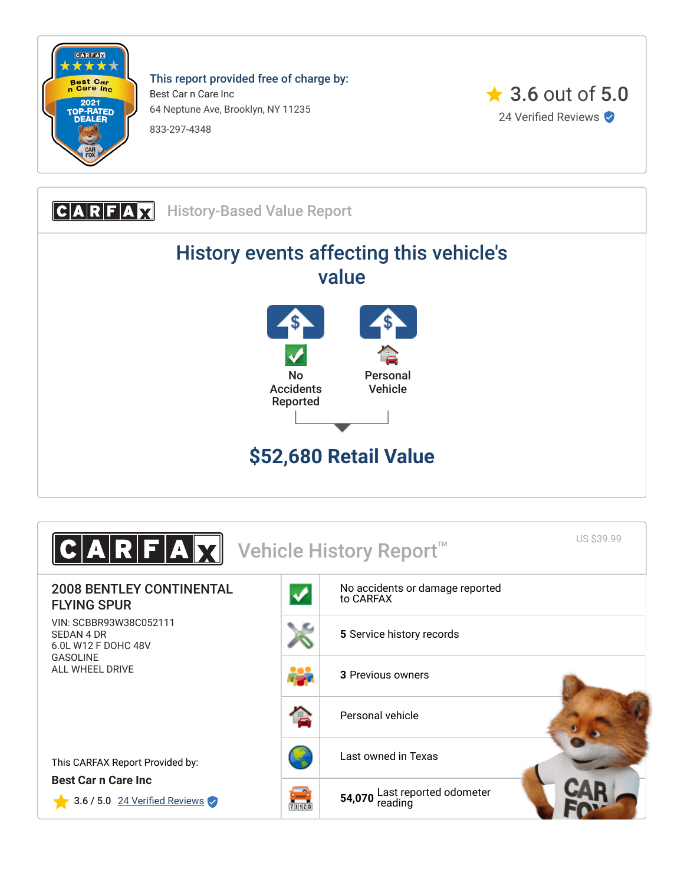**This report provided free of charge by:**

Best Car n Care Inc

64 Neptune Ave, Brooklyn, NY 11235

833-297-4348

3.6 out of 5.0

24 Verified Reviews

## CARFAX History-Based Value Report

# History events affecting this vehicle's value

No Accidents Reported

Personal Vehicle

## $52,680 Retail Value

## CARFAX Vehicle History Report™

US $39.99

**2008 BENTLEY CONTINENTAL FLYING SPUR**

VIN: SCBBR93W38C052111
SEDAN 4 DR
6.0L W12 F DOHC 48V
GASOLINE
ALL WHEEL DRIVE

This CARFAX Report Provided by:

**Best Car n Care Inc**

3.6 / 5.0 24 Verified Reviews

- No accidents or damage reported to CARFAX
- **5** Service history records
- **3** Previous owners
- Personal vehicle
- Last owned in Texas
- **54,070** Last reported odometer reading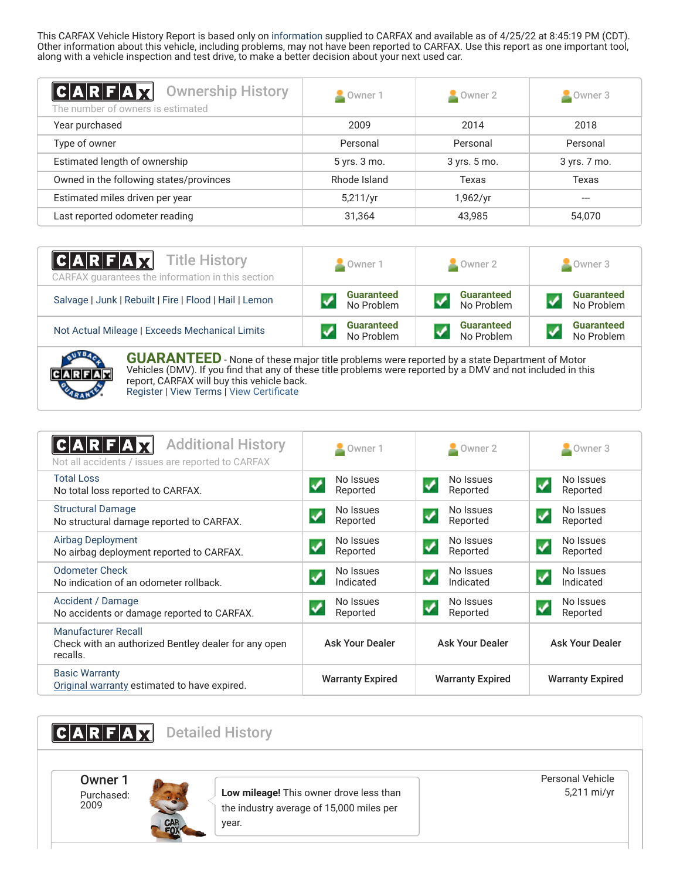This CARFAX Vehicle History Report is based only on information supplied to CARFAX and available as of 4/25/22 at 8:45:19 PM (CDT). Other information about this vehicle, including problems, may not have been reported to CARFAX. Use this report as one important tool, along with a vehicle inspection and test drive, to make a better decision about your next used car.

## Ownership History

The number of owners is estimated

| | Owner 1 | Owner 2 | Owner 3 |
|---|---|---|---|
| Year purchased | 2009 | 2014 | 2018 |
| Type of owner | Personal | Personal | Personal |
| Estimated length of ownership | 5 yrs. 3 mo. | 3 yrs. 5 mo. | 3 yrs. 7 mo. |
| Owned in the following states/provinces | Rhode Island | Texas | Texas |
| Estimated miles driven per year | 5,211/yr | 1,962/yr | --- |
| Last reported odometer reading | 31,364 | 43,985 | 54,070 |

## Title History

CARFAX guarantees the information in this section

| | Owner 1 | Owner 2 | Owner 3 |
|---|---|---|---|
| Salvage \| Junk \| Rebuilt \| Fire \| Flood \| Hail \| Lemon | Guaranteed No Problem | Guaranteed No Problem | Guaranteed No Problem |
| Not Actual Mileage \| Exceeds Mechanical Limits | Guaranteed No Problem | Guaranteed No Problem | Guaranteed No Problem |

**GUARANTEED** - None of these major title problems were reported by a state Department of Motor Vehicles (DMV). If you find that any of these title problems were reported by a DMV and not included in this report, CARFAX will buy this vehicle back.
Register | View Terms | View Certificate

## Additional History

Not all accidents / issues are reported to CARFAX

| | Owner 1 | Owner 2 | Owner 3 |
|---|---|---|---|
| Total Loss<br>No total loss reported to CARFAX. | No Issues Reported | No Issues Reported | No Issues Reported |
| Structural Damage<br>No structural damage reported to CARFAX. | No Issues Reported | No Issues Reported | No Issues Reported |
| Airbag Deployment<br>No airbag deployment reported to CARFAX. | No Issues Reported | No Issues Reported | No Issues Reported |
| Odometer Check<br>No indication of an odometer rollback. | No Issues Indicated | No Issues Indicated | No Issues Indicated |
| Accident / Damage<br>No accidents or damage reported to CARFAX. | No Issues Reported | No Issues Reported | No Issues Reported |
| Manufacturer Recall<br>Check with an authorized Bentley dealer for any open recalls. | Ask Your Dealer | Ask Your Dealer | Ask Your Dealer |
| Basic Warranty<br>Original warranty estimated to have expired. | Warranty Expired | Warranty Expired | Warranty Expired |

## Detailed History

**Owner 1**
Purchased: 2009

**Low mileage!** This owner drove less than the industry average of 15,000 miles per year.

Personal Vehicle
5,211 mi/yr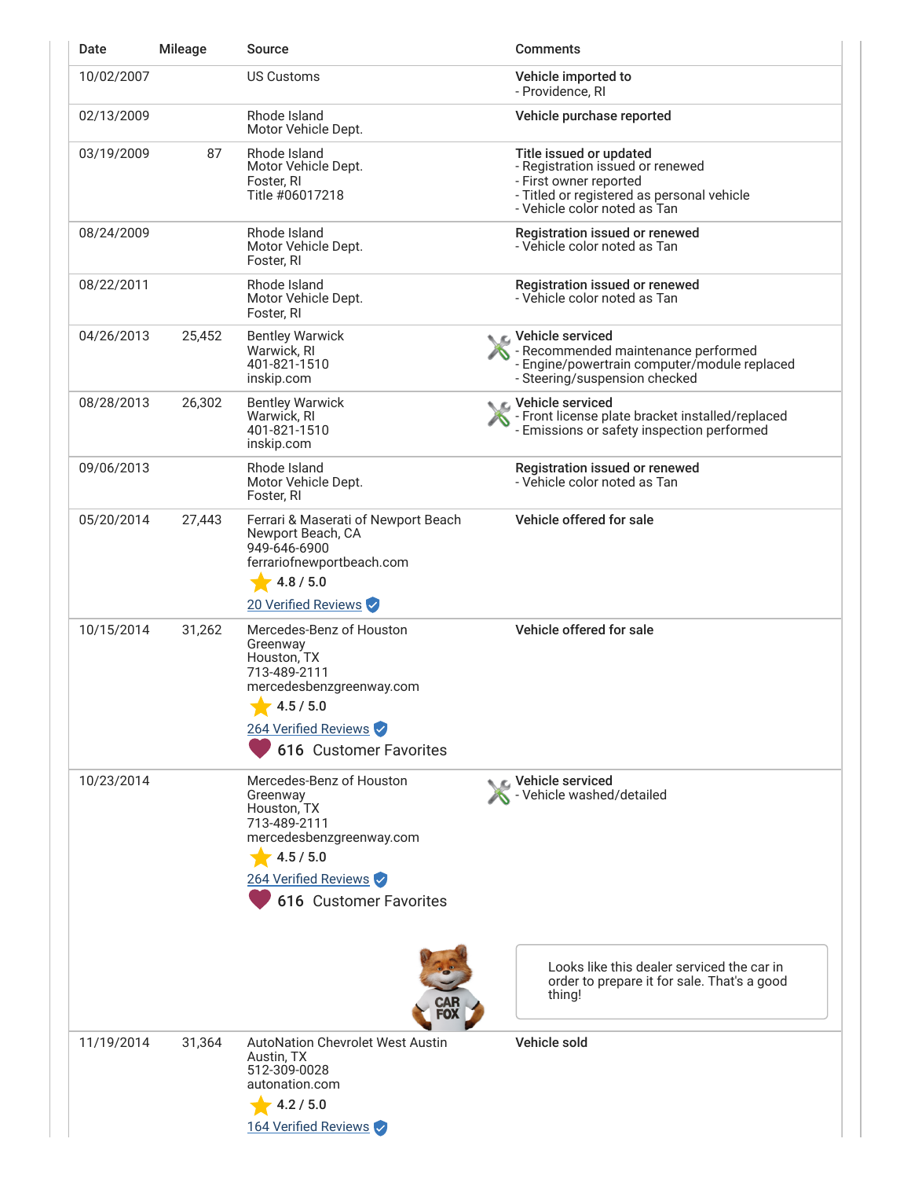| Date | Mileage | Source | Comments |
|---|---|---|---|
| 10/02/2007 | | US Customs | **Vehicle imported to**<br>- Providence, RI |
| 02/13/2009 | | Rhode Island<br>Motor Vehicle Dept. | **Vehicle purchase reported** |
| 03/19/2009 | 87 | Rhode Island<br>Motor Vehicle Dept.<br>Foster, RI<br>Title #06017218 | **Title issued or updated**<br>- Registration issued or renewed<br>- First owner reported<br>- Titled or registered as personal vehicle<br>- Vehicle color noted as Tan |
| 08/24/2009 | | Rhode Island<br>Motor Vehicle Dept.<br>Foster, RI | **Registration issued or renewed**<br>- Vehicle color noted as Tan |
| 08/22/2011 | | Rhode Island<br>Motor Vehicle Dept.<br>Foster, RI | **Registration issued or renewed**<br>- Vehicle color noted as Tan |
| 04/26/2013 | 25,452 | Bentley Warwick<br>Warwick, RI<br>401-821-1510<br>inskip.com | **Vehicle serviced**<br>- Recommended maintenance performed<br>- Engine/powertrain computer/module replaced<br>- Steering/suspension checked |
| 08/28/2013 | 26,302 | Bentley Warwick<br>Warwick, RI<br>401-821-1510<br>inskip.com | **Vehicle serviced**<br>- Front license plate bracket installed/replaced<br>- Emissions or safety inspection performed |
| 09/06/2013 | | Rhode Island<br>Motor Vehicle Dept.<br>Foster, RI | **Registration issued or renewed**<br>- Vehicle color noted as Tan |
| 05/20/2014 | 27,443 | Ferrari & Maserati of Newport Beach<br>Newport Beach, CA<br>949-646-6900<br>ferrariofnewportbeach.com<br>4.8 / 5.0<br>20 Verified Reviews | **Vehicle offered for sale** |
| 10/15/2014 | 31,262 | Mercedes-Benz of Houston Greenway<br>Houston, TX<br>713-489-2111<br>mercedesbenzgreenway.com<br>4.5 / 5.0<br>264 Verified Reviews<br>616 Customer Favorites | **Vehicle offered for sale** |
| 10/23/2014 | | Mercedes-Benz of Houston Greenway<br>Houston, TX<br>713-489-2111<br>mercedesbenzgreenway.com<br>4.5 / 5.0<br>264 Verified Reviews<br>616 Customer Favorites | **Vehicle serviced**<br>- Vehicle washed/detailed<br><br>Looks like this dealer serviced the car in order to prepare it for sale. That's a good thing! |
| 11/19/2014 | 31,364 | AutoNation Chevrolet West Austin<br>Austin, TX<br>512-309-0028<br>autonation.com<br>4.2 / 5.0<br>164 Verified Reviews | **Vehicle sold** |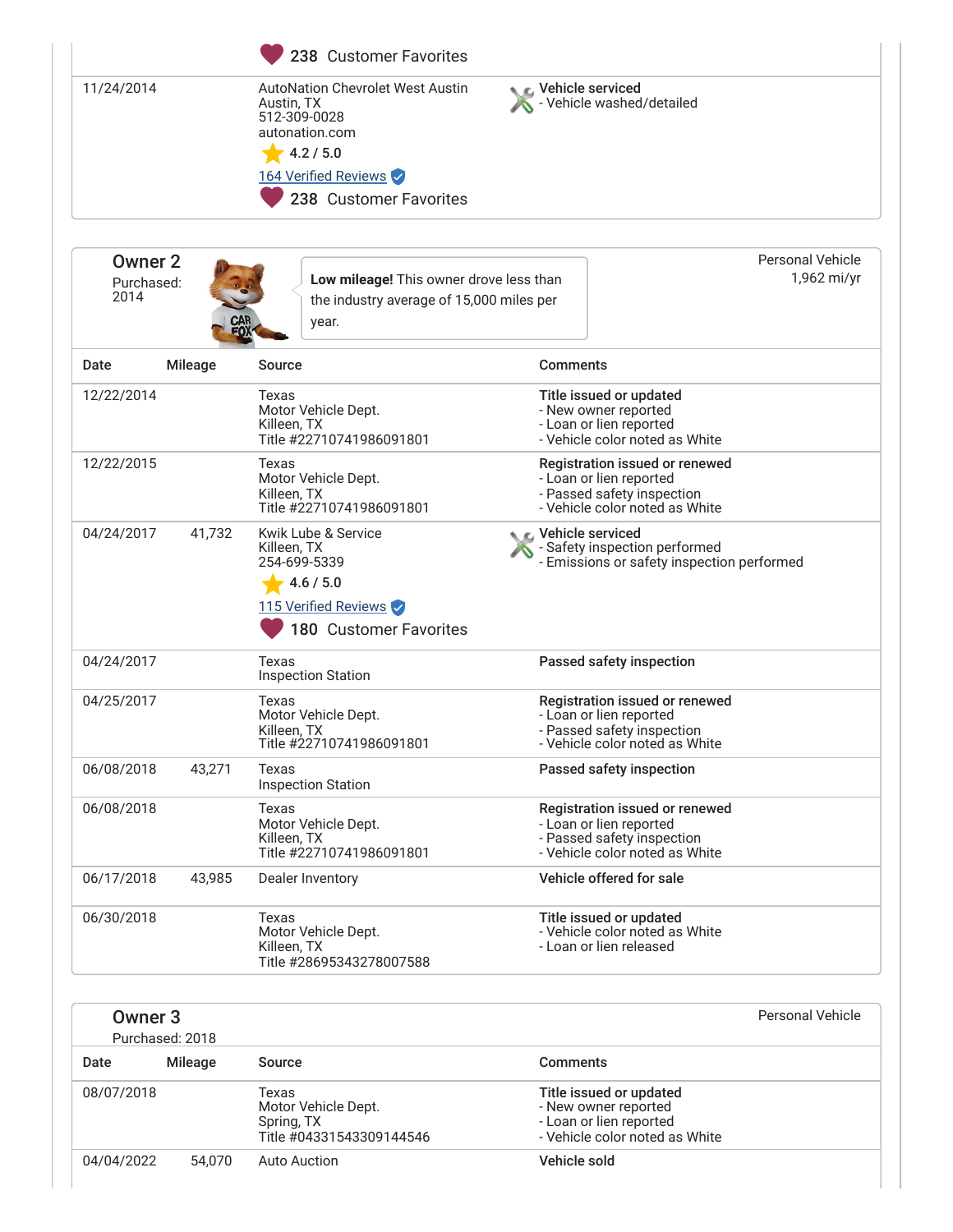| | | | |
|---|---|---|---|
| | | 238 Customer Favorites | |
| 11/24/2014 | | AutoNation Chevrolet West Austin<br>Austin, TX<br>512-309-0028<br>autonation.com<br>4.2 / 5.0<br>164 Verified Reviews<br>238 Customer Favorites | **Vehicle serviced**<br>- Vehicle washed/detailed |

## Owner 2

Purchased: 2014

**Low mileage!** This owner drove less than the industry average of 15,000 miles per year.

Personal Vehicle
1,962 mi/yr

| Date | Mileage | Source | Comments |
|---|---|---|---|
| 12/22/2014 | | Texas<br>Motor Vehicle Dept.<br>Killeen, TX<br>Title #22710741986091801 | **Title issued or updated**<br>- New owner reported<br>- Loan or lien reported<br>- Vehicle color noted as White |
| 12/22/2015 | | Texas<br>Motor Vehicle Dept.<br>Killeen, TX<br>Title #22710741986091801 | **Registration issued or renewed**<br>- Loan or lien reported<br>- Passed safety inspection<br>- Vehicle color noted as White |
| 04/24/2017 | 41,732 | Kwik Lube & Service<br>Killeen, TX<br>254-699-5339<br>4.6 / 5.0<br>115 Verified Reviews<br>180 Customer Favorites | **Vehicle serviced**<br>- Safety inspection performed<br>- Emissions or safety inspection performed |
| 04/24/2017 | | Texas<br>Inspection Station | **Passed safety inspection** |
| 04/25/2017 | | Texas<br>Motor Vehicle Dept.<br>Killeen, TX<br>Title #22710741986091801 | **Registration issued or renewed**<br>- Loan or lien reported<br>- Passed safety inspection<br>- Vehicle color noted as White |
| 06/08/2018 | 43,271 | Texas<br>Inspection Station | **Passed safety inspection** |
| 06/08/2018 | | Texas<br>Motor Vehicle Dept.<br>Killeen, TX<br>Title #22710741986091801 | **Registration issued or renewed**<br>- Loan or lien reported<br>- Passed safety inspection<br>- Vehicle color noted as White |
| 06/17/2018 | 43,985 | Dealer Inventory | **Vehicle offered for sale** |
| 06/30/2018 | | Texas<br>Motor Vehicle Dept.<br>Killeen, TX<br>Title #28695343278007588 | **Title issued or updated**<br>- Vehicle color noted as White<br>- Loan or lien released |

## Owner 3

Purchased: 2018

Personal Vehicle

| Date | Mileage | Source | Comments |
|---|---|---|---|
| 08/07/2018 | | Texas<br>Motor Vehicle Dept.<br>Spring, TX<br>Title #04331543309144546 | **Title issued or updated**<br>- New owner reported<br>- Loan or lien reported<br>- Vehicle color noted as White |
| 04/04/2022 | 54,070 | Auto Auction | **Vehicle sold** |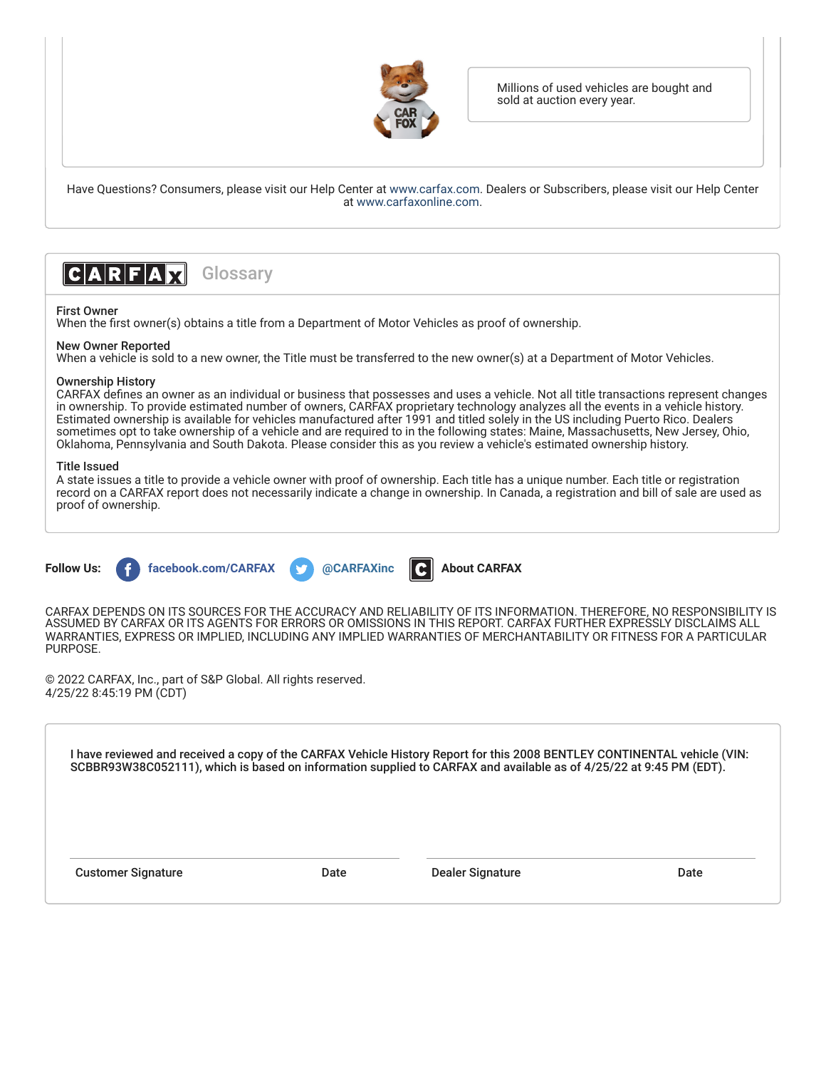Millions of used vehicles are bought and sold at auction every year.

Have Questions? Consumers, please visit our Help Center at www.carfax.com. Dealers or Subscribers, please visit our Help Center at www.carfaxonline.com.

## CARFAX Glossary

**First Owner**
When the first owner(s) obtains a title from a Department of Motor Vehicles as proof of ownership.

**New Owner Reported**
When a vehicle is sold to a new owner, the Title must be transferred to the new owner(s) at a Department of Motor Vehicles.

**Ownership History**
CARFAX defines an owner as an individual or business that possesses and uses a vehicle. Not all title transactions represent changes in ownership. To provide estimated number of owners, CARFAX proprietary technology analyzes all the events in a vehicle history. Estimated ownership is available for vehicles manufactured after 1991 and titled solely in the US including Puerto Rico. Dealers sometimes opt to take ownership of a vehicle and are required to in the following states: Maine, Massachusetts, New Jersey, Ohio, Oklahoma, Pennsylvania and South Dakota. Please consider this as you review a vehicle's estimated ownership history.

**Title Issued**
A state issues a title to provide a vehicle owner with proof of ownership. Each title has a unique number. Each title or registration record on a CARFAX report does not necessarily indicate a change in ownership. In Canada, a registration and bill of sale are used as proof of ownership.

**Follow Us:** facebook.com/CARFAX @CARFAXinc About CARFAX

CARFAX DEPENDS ON ITS SOURCES FOR THE ACCURACY AND RELIABILITY OF ITS INFORMATION. THEREFORE, NO RESPONSIBILITY IS ASSUMED BY CARFAX OR ITS AGENTS FOR ERRORS OR OMISSIONS IN THIS REPORT. CARFAX FURTHER EXPRESSLY DISCLAIMS ALL WARRANTIES, EXPRESS OR IMPLIED, INCLUDING ANY IMPLIED WARRANTIES OF MERCHANTABILITY OR FITNESS FOR A PARTICULAR PURPOSE.

© 2022 CARFAX, Inc., part of S&P Global. All rights reserved.
4/25/22 8:45:19 PM (CDT)

I have reviewed and received a copy of the CARFAX Vehicle History Report for this 2008 BENTLEY CONTINENTAL vehicle (VIN: SCBBR93W38C052111), which is based on information supplied to CARFAX and available as of 4/25/22 at 9:45 PM (EDT).

Customer Signature ____________ Date ____________

Dealer Signature ____________ Date ____________